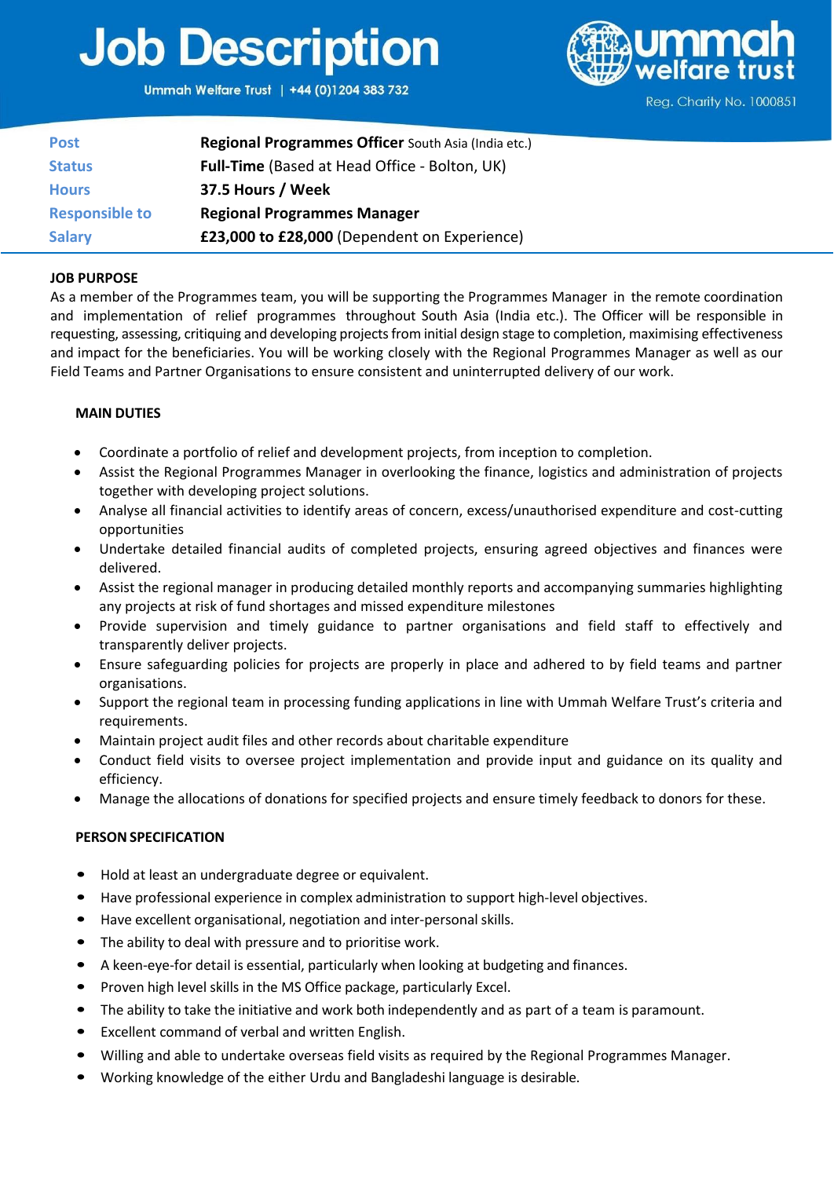# Job Description

Ummah Welfare Trust | +44 (0)1204 383 732

ummah welfare trust

Reg. Charity No. 1000851

| | |
|---|---|
| **Post** | **Regional Programmes Officer** South Asia (India etc.) |
| **Status** | **Full-Time** (Based at Head Office - Bolton, UK) |
| **Hours** | **37.5 Hours / Week** |
| **Responsible to** | **Regional Programmes Manager** |
| **Salary** | **£23,000 to £28,000** (Dependent on Experience) |

**JOB PURPOSE**

As a member of the Programmes team, you will be supporting the Programmes Manager in the remote coordination and implementation of relief programmes throughout South Asia (India etc.). The Officer will be responsible in requesting, assessing, critiquing and developing projects from initial design stage to completion, maximising effectiveness and impact for the beneficiaries. You will be working closely with the Regional Programmes Manager as well as our Field Teams and Partner Organisations to ensure consistent and uninterrupted delivery of our work.

**MAIN DUTIES**

- Coordinate a portfolio of relief and development projects, from inception to completion.
- Assist the Regional Programmes Manager in overlooking the finance, logistics and administration of projects together with developing project solutions.
- Analyse all financial activities to identify areas of concern, excess/unauthorised expenditure and cost-cutting opportunities
- Undertake detailed financial audits of completed projects, ensuring agreed objectives and finances were delivered.
- Assist the regional manager in producing detailed monthly reports and accompanying summaries highlighting any projects at risk of fund shortages and missed expenditure milestones
- Provide supervision and timely guidance to partner organisations and field staff to effectively and transparently deliver projects.
- Ensure safeguarding policies for projects are properly in place and adhered to by field teams and partner organisations.
- Support the regional team in processing funding applications in line with Ummah Welfare Trust's criteria and requirements.
- Maintain project audit files and other records about charitable expenditure
- Conduct field visits to oversee project implementation and provide input and guidance on its quality and efficiency.
- Manage the allocations of donations for specified projects and ensure timely feedback to donors for these.

**PERSON SPECIFICATION**

- Hold at least an undergraduate degree or equivalent.
- Have professional experience in complex administration to support high-level objectives.
- Have excellent organisational, negotiation and inter-personal skills.
- The ability to deal with pressure and to prioritise work.
- A keen-eye-for detail is essential, particularly when looking at budgeting and finances.
- Proven high level skills in the MS Office package, particularly Excel.
- The ability to take the initiative and work both independently and as part of a team is paramount.
- Excellent command of verbal and written English.
- Willing and able to undertake overseas field visits as required by the Regional Programmes Manager.
- Working knowledge of the either Urdu and Bangladeshi language is desirable.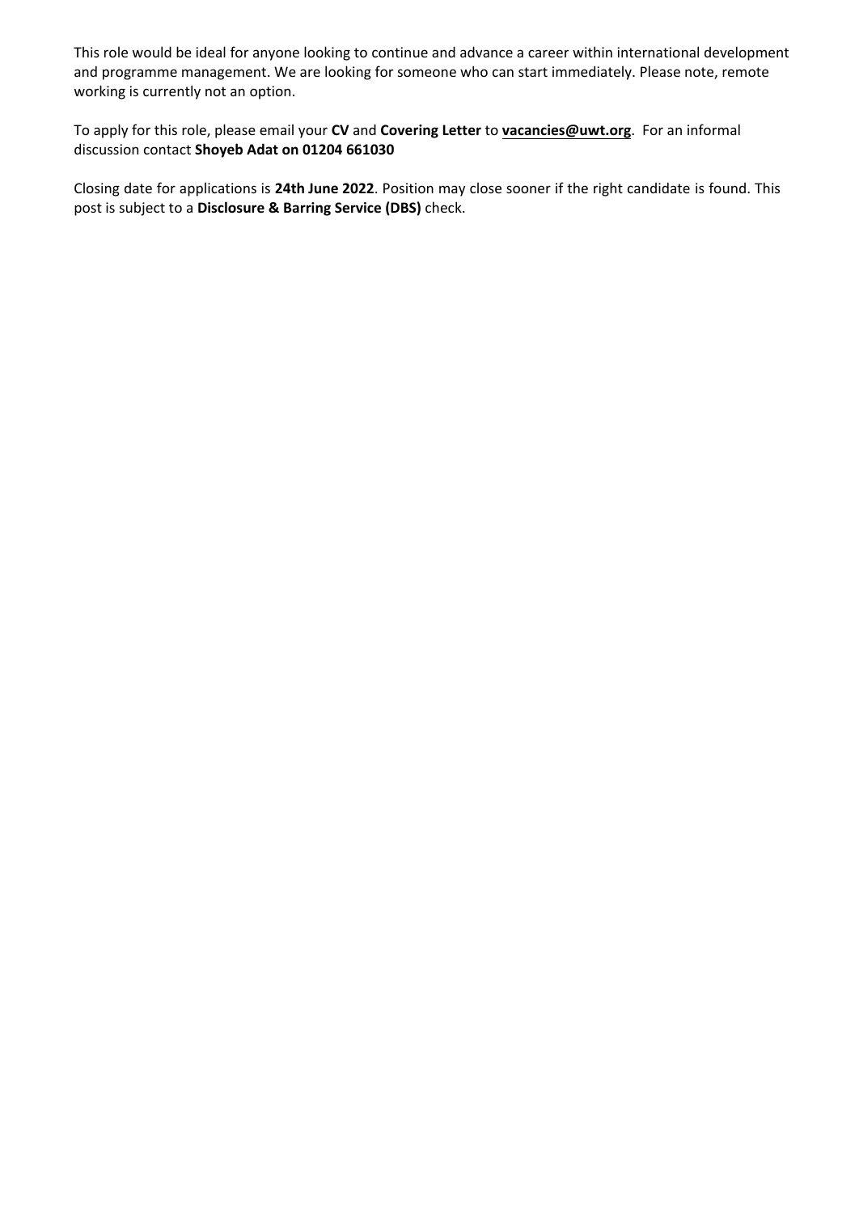This role would be ideal for anyone looking to continue and advance a career within international development and programme management. We are looking for someone who can start immediately. Please note, remote working is currently not an option.

To apply for this role, please email your **CV** and **Covering Letter** to **vacancies@uwt.org**. For an informal discussion contact **Shoyeb Adat on 01204 661030**

Closing date for applications is **24th June 2022**. Position may close sooner if the right candidate is found. This post is subject to a **Disclosure & Barring Service (DBS)** check.